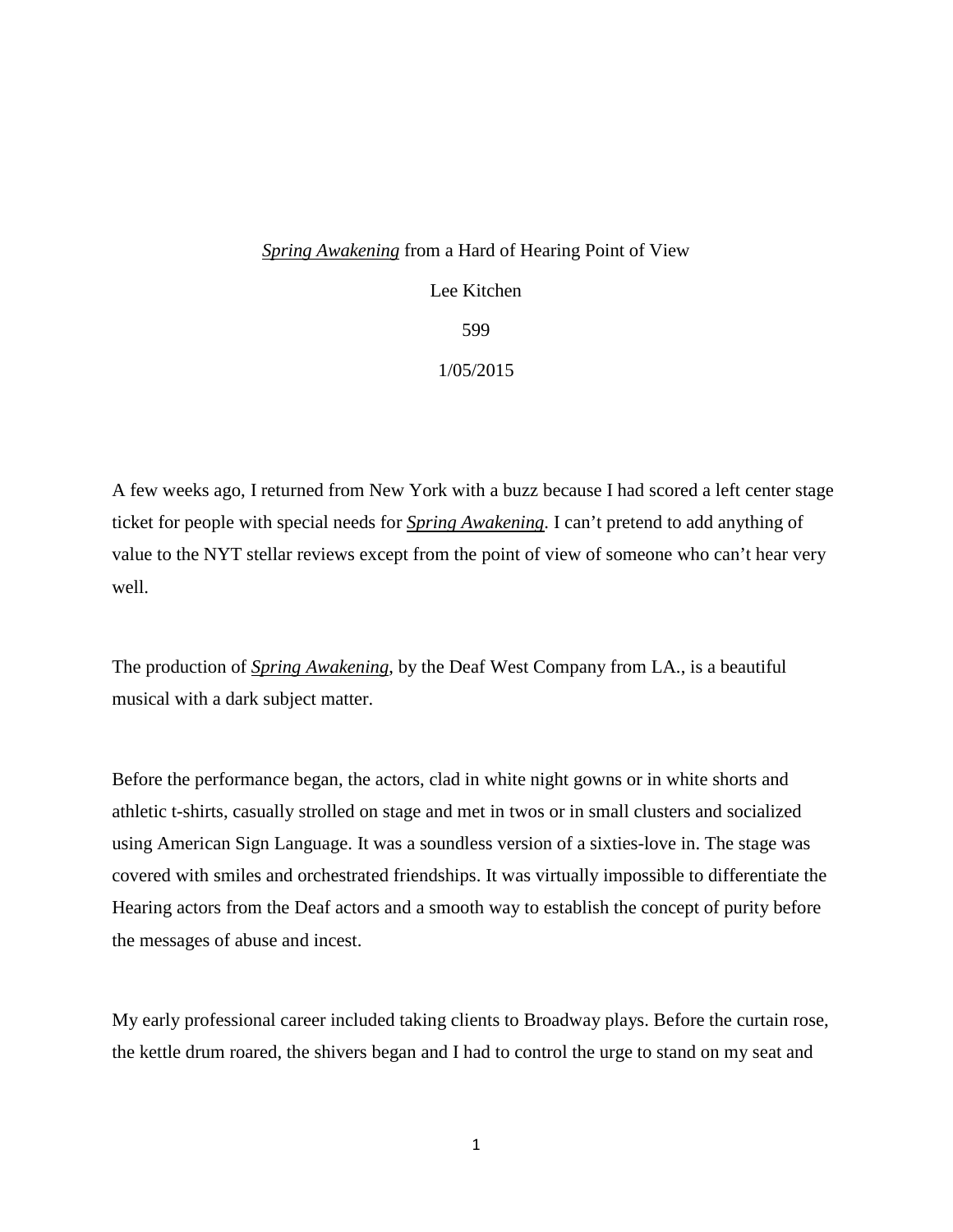*Spring Awakening* from a Hard of Hearing Point of View

Lee Kitchen

599

1/05/2015

A few weeks ago, I returned from New York with a buzz because I had scored a left center stage ticket for people with special needs for ***Spring Awakening***. I can't pretend to add anything of value to the NYT stellar reviews except from the point of view of someone who can't hear very well.

The production of ***Spring Awakening***, by the Deaf West Company from LA., is a beautiful musical with a dark subject matter.

Before the performance began, the actors, clad in white night gowns or in white shorts and athletic t-shirts, casually strolled on stage and met in twos or in small clusters and socialized using American Sign Language. It was a soundless version of a sixties-love in. The stage was covered with smiles and orchestrated friendships. It was virtually impossible to differentiate the Hearing actors from the Deaf actors and a smooth way to establish the concept of purity before the messages of abuse and incest.

My early professional career included taking clients to Broadway plays. Before the curtain rose, the kettle drum roared, the shivers began and I had to control the urge to stand on my seat and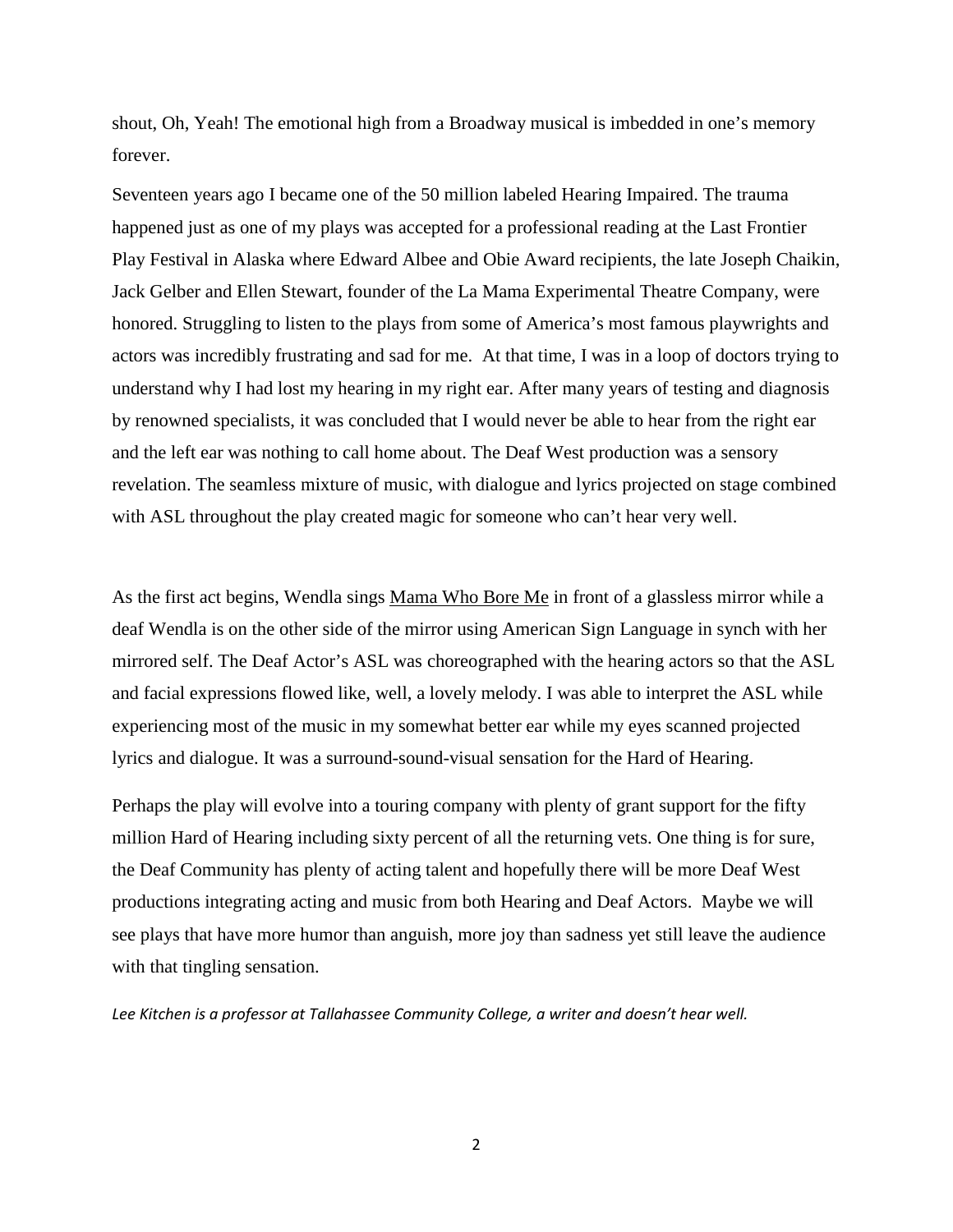shout, Oh, Yeah! The emotional high from a Broadway musical is imbedded in one's memory forever.

Seventeen years ago I became one of the 50 million labeled Hearing Impaired. The trauma happened just as one of my plays was accepted for a professional reading at the Last Frontier Play Festival in Alaska where Edward Albee and Obie Award recipients, the late Joseph Chaikin, Jack Gelber and Ellen Stewart, founder of the La Mama Experimental Theatre Company, were honored. Struggling to listen to the plays from some of America's most famous playwrights and actors was incredibly frustrating and sad for me. At that time, I was in a loop of doctors trying to understand why I had lost my hearing in my right ear. After many years of testing and diagnosis by renowned specialists, it was concluded that I would never be able to hear from the right ear and the left ear was nothing to call home about. The Deaf West production was a sensory revelation. The seamless mixture of music, with dialogue and lyrics projected on stage combined with ASL throughout the play created magic for someone who can't hear very well.

As the first act begins, Wendla sings Mama Who Bore Me in front of a glassless mirror while a deaf Wendla is on the other side of the mirror using American Sign Language in synch with her mirrored self. The Deaf Actor's ASL was choreographed with the hearing actors so that the ASL and facial expressions flowed like, well, a lovely melody. I was able to interpret the ASL while experiencing most of the music in my somewhat better ear while my eyes scanned projected lyrics and dialogue. It was a surround-sound-visual sensation for the Hard of Hearing.

Perhaps the play will evolve into a touring company with plenty of grant support for the fifty million Hard of Hearing including sixty percent of all the returning vets. One thing is for sure, the Deaf Community has plenty of acting talent and hopefully there will be more Deaf West productions integrating acting and music from both Hearing and Deaf Actors. Maybe we will see plays that have more humor than anguish, more joy than sadness yet still leave the audience with that tingling sensation.

*Lee Kitchen is a professor at Tallahassee Community College, a writer and doesn't hear well.*